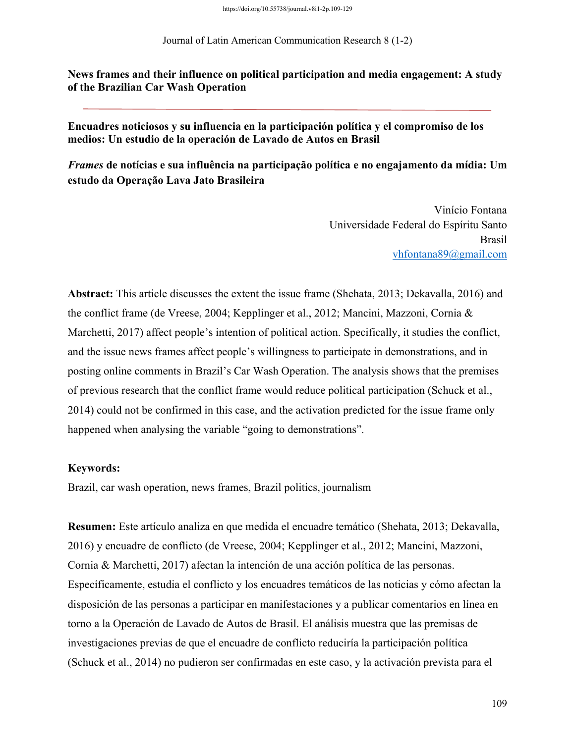# News frames and their influence on political participation and media engagement: A study of the Brazilian Car Wash Operation

## Encuadres noticiosos y su influencia en la participación política y el compromiso de los medios: Un estudio de la operación de Lavado de Autos en Brasil

## *Frames* de notícias e sua influência na participação política e no engajamento da mídia: Um estudo da Operação Lava Jato Brasileira

Vinício Fontana
Universidade Federal do Espíritu Santo
Brasil
vhfontana89@gmail.com

**Abstract:** This article discusses the extent the issue frame (Shehata, 2013; Dekavalla, 2016) and the conflict frame (de Vreese, 2004; Kepplinger et al., 2012; Mancini, Mazzoni, Cornia & Marchetti, 2017) affect people's intention of political action. Specifically, it studies the conflict, and the issue news frames affect people's willingness to participate in demonstrations, and in posting online comments in Brazil's Car Wash Operation. The analysis shows that the premises of previous research that the conflict frame would reduce political participation (Schuck et al., 2014) could not be confirmed in this case, and the activation predicted for the issue frame only happened when analysing the variable "going to demonstrations".

**Keywords:**
Brazil, car wash operation, news frames, Brazil politics, journalism

**Resumen:** Este artículo analiza en que medida el encuadre temático (Shehata, 2013; Dekavalla, 2016) y encuadre de conflicto (de Vreese, 2004; Kepplinger et al., 2012; Mancini, Mazzoni, Cornia & Marchetti, 2017) afectan la intención de una acción política de las personas. Específicamente, estudia el conflicto y los encuadres temáticos de las noticias y cómo afectan la disposición de las personas a participar en manifestaciones y a publicar comentarios en línea en torno a la Operación de Lavado de Autos de Brasil. El análisis muestra que las premisas de investigaciones previas de que el encuadre de conflicto reduciría la participación política (Schuck et al., 2014) no pudieron ser confirmadas en este caso, y la activación prevista para el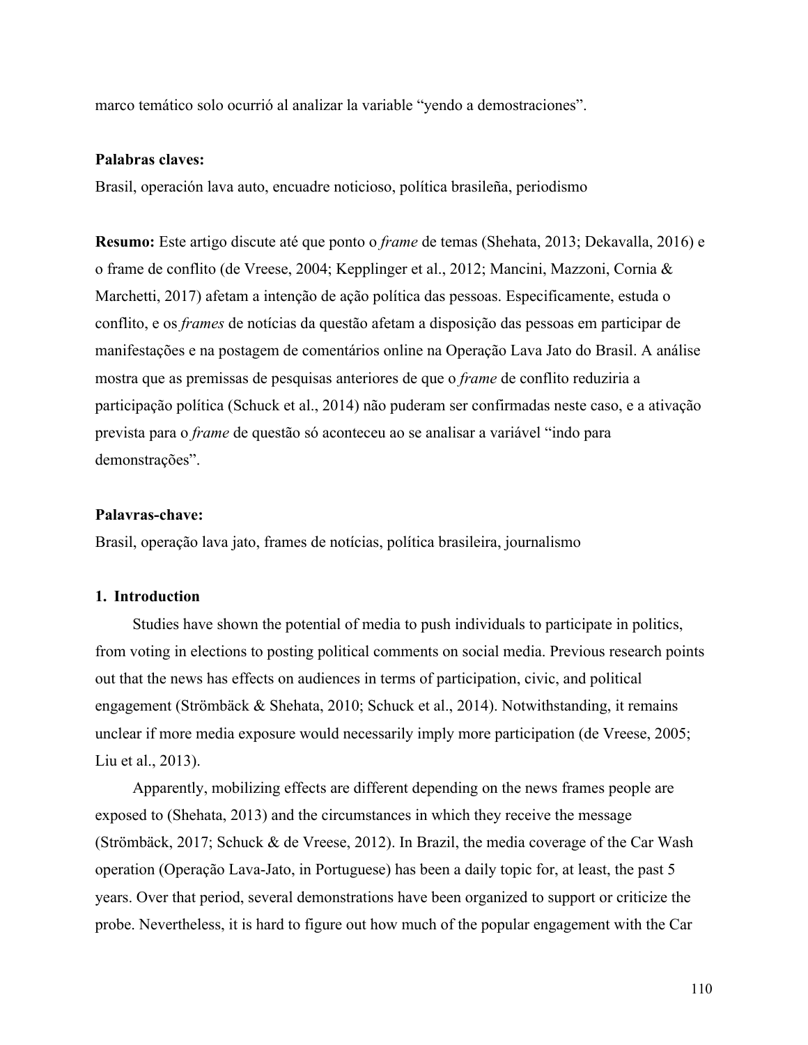marco temático solo ocurrió al analizar la variable “yendo a demostraciones”.

**Palabras claves:**

Brasil, operación lava auto, encuadre noticioso, política brasileña, periodismo

**Resumo:** Este artigo discute até que ponto o *frame* de temas (Shehata, 2013; Dekavalla, 2016) e o frame de conflito (de Vreese, 2004; Kepplinger et al., 2012; Mancini, Mazzoni, Cornia & Marchetti, 2017) afetam a intenção de ação política das pessoas. Especificamente, estuda o conflito, e os *frames* de notícias da questão afetam a disposição das pessoas em participar de manifestações e na postagem de comentários online na Operação Lava Jato do Brasil. A análise mostra que as premissas de pesquisas anteriores de que o *frame* de conflito reduziria a participação política (Schuck et al., 2014) não puderam ser confirmadas neste caso, e a ativação prevista para o *frame* de questão só aconteceu ao se analisar a variável “indo para demonstrações”.

**Palavras-chave:**

Brasil, operação lava jato, frames de notícias, política brasileira, journalismo

## 1. Introduction

Studies have shown the potential of media to push individuals to participate in politics, from voting in elections to posting political comments on social media. Previous research points out that the news has effects on audiences in terms of participation, civic, and political engagement (Strömbäck & Shehata, 2010; Schuck et al., 2014). Notwithstanding, it remains unclear if more media exposure would necessarily imply more participation (de Vreese, 2005; Liu et al., 2013).

Apparently, mobilizing effects are different depending on the news frames people are exposed to (Shehata, 2013) and the circumstances in which they receive the message (Strömbäck, 2017; Schuck & de Vreese, 2012). In Brazil, the media coverage of the Car Wash operation (Operação Lava-Jato, in Portuguese) has been a daily topic for, at least, the past 5 years. Over that period, several demonstrations have been organized to support or criticize the probe. Nevertheless, it is hard to figure out how much of the popular engagement with the Car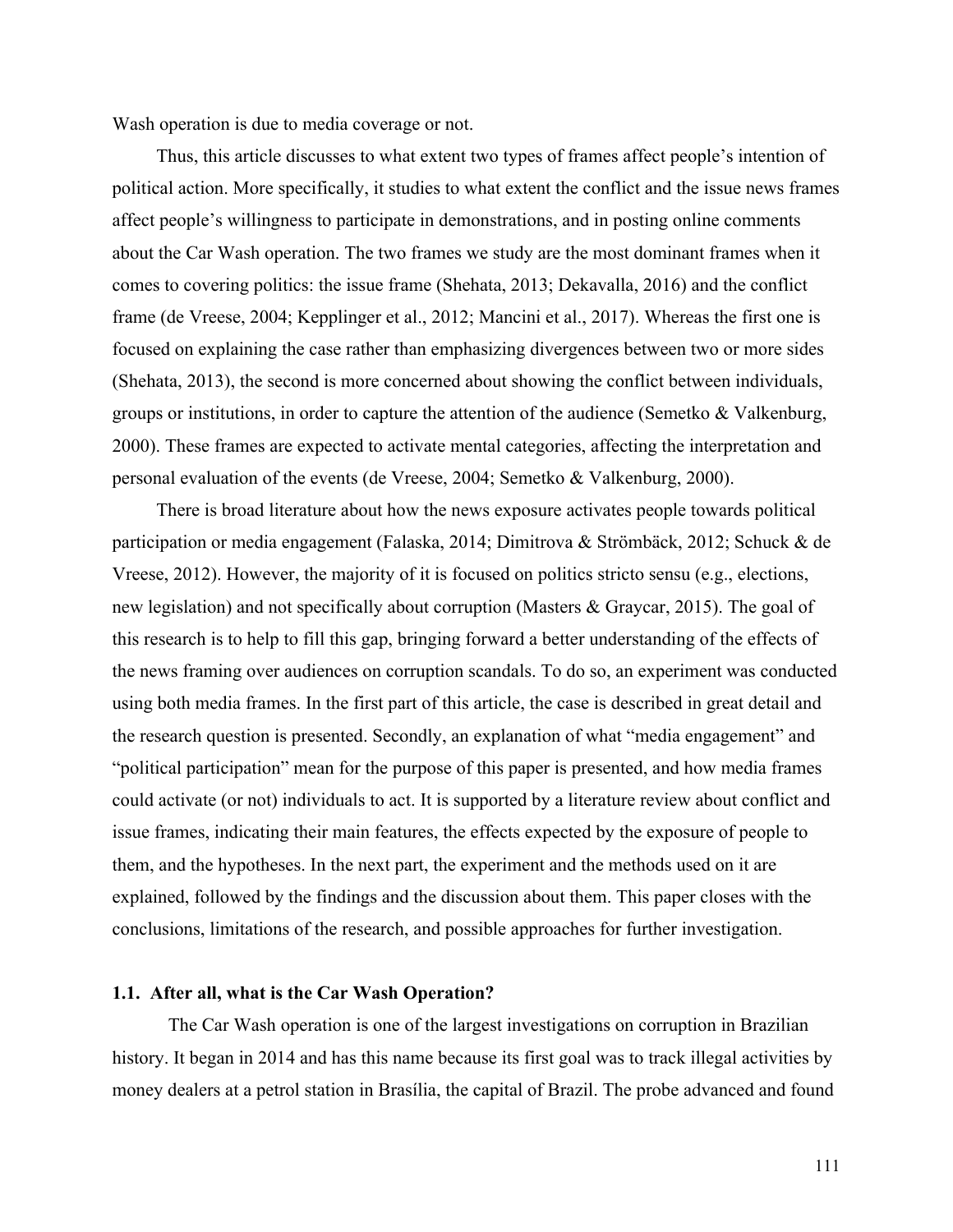Wash operation is due to media coverage or not.

Thus, this article discusses to what extent two types of frames affect people's intention of political action. More specifically, it studies to what extent the conflict and the issue news frames affect people's willingness to participate in demonstrations, and in posting online comments about the Car Wash operation. The two frames we study are the most dominant frames when it comes to covering politics: the issue frame (Shehata, 2013; Dekavalla, 2016) and the conflict frame (de Vreese, 2004; Kepplinger et al., 2012; Mancini et al., 2017). Whereas the first one is focused on explaining the case rather than emphasizing divergences between two or more sides (Shehata, 2013), the second is more concerned about showing the conflict between individuals, groups or institutions, in order to capture the attention of the audience (Semetko & Valkenburg, 2000). These frames are expected to activate mental categories, affecting the interpretation and personal evaluation of the events (de Vreese, 2004; Semetko & Valkenburg, 2000).

There is broad literature about how the news exposure activates people towards political participation or media engagement (Falaska, 2014; Dimitrova & Strömbäck, 2012; Schuck & de Vreese, 2012). However, the majority of it is focused on politics stricto sensu (e.g., elections, new legislation) and not specifically about corruption (Masters & Graycar, 2015). The goal of this research is to help to fill this gap, bringing forward a better understanding of the effects of the news framing over audiences on corruption scandals. To do so, an experiment was conducted using both media frames. In the first part of this article, the case is described in great detail and the research question is presented. Secondly, an explanation of what "media engagement" and "political participation" mean for the purpose of this paper is presented, and how media frames could activate (or not) individuals to act. It is supported by a literature review about conflict and issue frames, indicating their main features, the effects expected by the exposure of people to them, and the hypotheses. In the next part, the experiment and the methods used on it are explained, followed by the findings and the discussion about them. This paper closes with the conclusions, limitations of the research, and possible approaches for further investigation.

### 1.1. After all, what is the Car Wash Operation?

The Car Wash operation is one of the largest investigations on corruption in Brazilian history. It began in 2014 and has this name because its first goal was to track illegal activities by money dealers at a petrol station in Brasília, the capital of Brazil. The probe advanced and found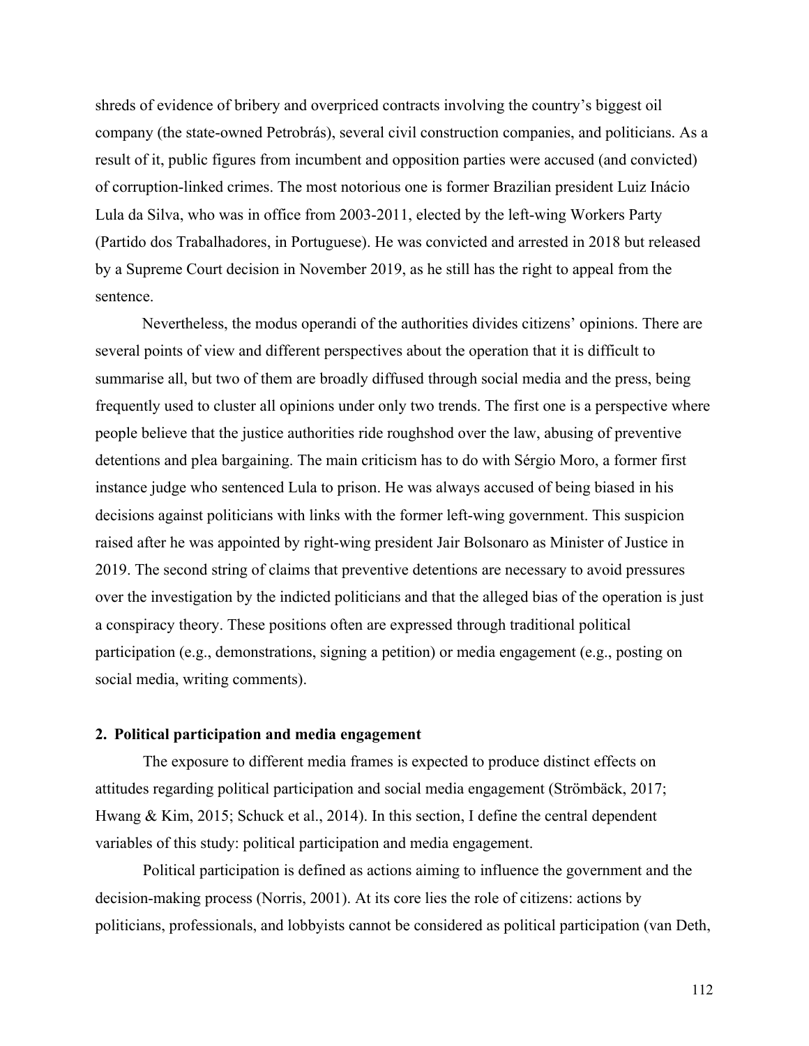shreds of evidence of bribery and overpriced contracts involving the country's biggest oil company (the state-owned Petrobrás), several civil construction companies, and politicians. As a result of it, public figures from incumbent and opposition parties were accused (and convicted) of corruption-linked crimes. The most notorious one is former Brazilian president Luiz Inácio Lula da Silva, who was in office from 2003-2011, elected by the left-wing Workers Party (Partido dos Trabalhadores, in Portuguese). He was convicted and arrested in 2018 but released by a Supreme Court decision in November 2019, as he still has the right to appeal from the sentence.

Nevertheless, the modus operandi of the authorities divides citizens' opinions. There are several points of view and different perspectives about the operation that it is difficult to summarise all, but two of them are broadly diffused through social media and the press, being frequently used to cluster all opinions under only two trends. The first one is a perspective where people believe that the justice authorities ride roughshod over the law, abusing of preventive detentions and plea bargaining. The main criticism has to do with Sérgio Moro, a former first instance judge who sentenced Lula to prison. He was always accused of being biased in his decisions against politicians with links with the former left-wing government. This suspicion raised after he was appointed by right-wing president Jair Bolsonaro as Minister of Justice in 2019. The second string of claims that preventive detentions are necessary to avoid pressures over the investigation by the indicted politicians and that the alleged bias of the operation is just a conspiracy theory. These positions often are expressed through traditional political participation (e.g., demonstrations, signing a petition) or media engagement (e.g., posting on social media, writing comments).

## 2. Political participation and media engagement

The exposure to different media frames is expected to produce distinct effects on attitudes regarding political participation and social media engagement (Strömbäck, 2017; Hwang & Kim, 2015; Schuck et al., 2014). In this section, I define the central dependent variables of this study: political participation and media engagement.

Political participation is defined as actions aiming to influence the government and the decision-making process (Norris, 2001). At its core lies the role of citizens: actions by politicians, professionals, and lobbyists cannot be considered as political participation (van Deth,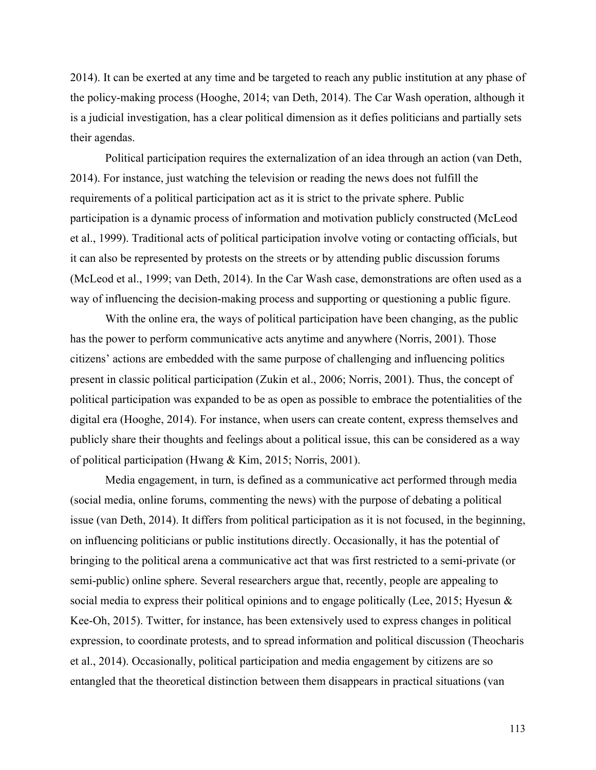2014). It can be exerted at any time and be targeted to reach any public institution at any phase of the policy-making process (Hooghe, 2014; van Deth, 2014). The Car Wash operation, although it is a judicial investigation, has a clear political dimension as it defies politicians and partially sets their agendas.

Political participation requires the externalization of an idea through an action (van Deth, 2014). For instance, just watching the television or reading the news does not fulfill the requirements of a political participation act as it is strict to the private sphere. Public participation is a dynamic process of information and motivation publicly constructed (McLeod et al., 1999). Traditional acts of political participation involve voting or contacting officials, but it can also be represented by protests on the streets or by attending public discussion forums (McLeod et al., 1999; van Deth, 2014). In the Car Wash case, demonstrations are often used as a way of influencing the decision-making process and supporting or questioning a public figure.

With the online era, the ways of political participation have been changing, as the public has the power to perform communicative acts anytime and anywhere (Norris, 2001). Those citizens' actions are embedded with the same purpose of challenging and influencing politics present in classic political participation (Zukin et al., 2006; Norris, 2001). Thus, the concept of political participation was expanded to be as open as possible to embrace the potentialities of the digital era (Hooghe, 2014). For instance, when users can create content, express themselves and publicly share their thoughts and feelings about a political issue, this can be considered as a way of political participation (Hwang & Kim, 2015; Norris, 2001).

Media engagement, in turn, is defined as a communicative act performed through media (social media, online forums, commenting the news) with the purpose of debating a political issue (van Deth, 2014). It differs from political participation as it is not focused, in the beginning, on influencing politicians or public institutions directly. Occasionally, it has the potential of bringing to the political arena a communicative act that was first restricted to a semi-private (or semi-public) online sphere. Several researchers argue that, recently, people are appealing to social media to express their political opinions and to engage politically (Lee, 2015; Hyesun & Kee-Oh, 2015). Twitter, for instance, has been extensively used to express changes in political expression, to coordinate protests, and to spread information and political discussion (Theocharis et al., 2014). Occasionally, political participation and media engagement by citizens are so entangled that the theoretical distinction between them disappears in practical situations (van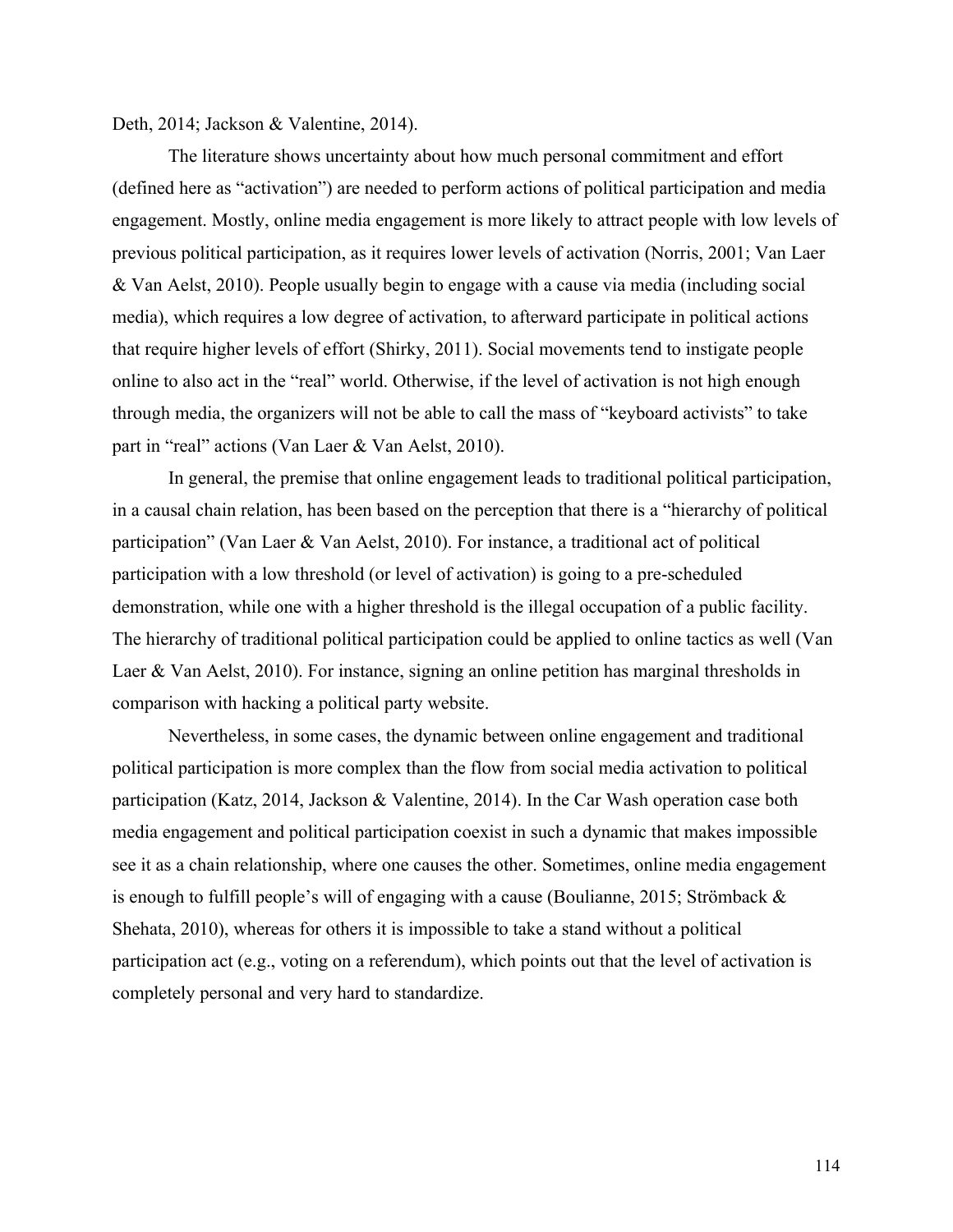Deth, 2014; Jackson & Valentine, 2014).

The literature shows uncertainty about how much personal commitment and effort (defined here as "activation") are needed to perform actions of political participation and media engagement. Mostly, online media engagement is more likely to attract people with low levels of previous political participation, as it requires lower levels of activation (Norris, 2001; Van Laer & Van Aelst, 2010). People usually begin to engage with a cause via media (including social media), which requires a low degree of activation, to afterward participate in political actions that require higher levels of effort (Shirky, 2011). Social movements tend to instigate people online to also act in the "real" world. Otherwise, if the level of activation is not high enough through media, the organizers will not be able to call the mass of "keyboard activists" to take part in "real" actions (Van Laer & Van Aelst, 2010).

In general, the premise that online engagement leads to traditional political participation, in a causal chain relation, has been based on the perception that there is a "hierarchy of political participation" (Van Laer & Van Aelst, 2010). For instance, a traditional act of political participation with a low threshold (or level of activation) is going to a pre-scheduled demonstration, while one with a higher threshold is the illegal occupation of a public facility. The hierarchy of traditional political participation could be applied to online tactics as well (Van Laer & Van Aelst, 2010). For instance, signing an online petition has marginal thresholds in comparison with hacking a political party website.

Nevertheless, in some cases, the dynamic between online engagement and traditional political participation is more complex than the flow from social media activation to political participation (Katz, 2014, Jackson & Valentine, 2014). In the Car Wash operation case both media engagement and political participation coexist in such a dynamic that makes impossible see it as a chain relationship, where one causes the other. Sometimes, online media engagement is enough to fulfill people's will of engaging with a cause (Boulianne, 2015; Strömback & Shehata, 2010), whereas for others it is impossible to take a stand without a political participation act (e.g., voting on a referendum), which points out that the level of activation is completely personal and very hard to standardize.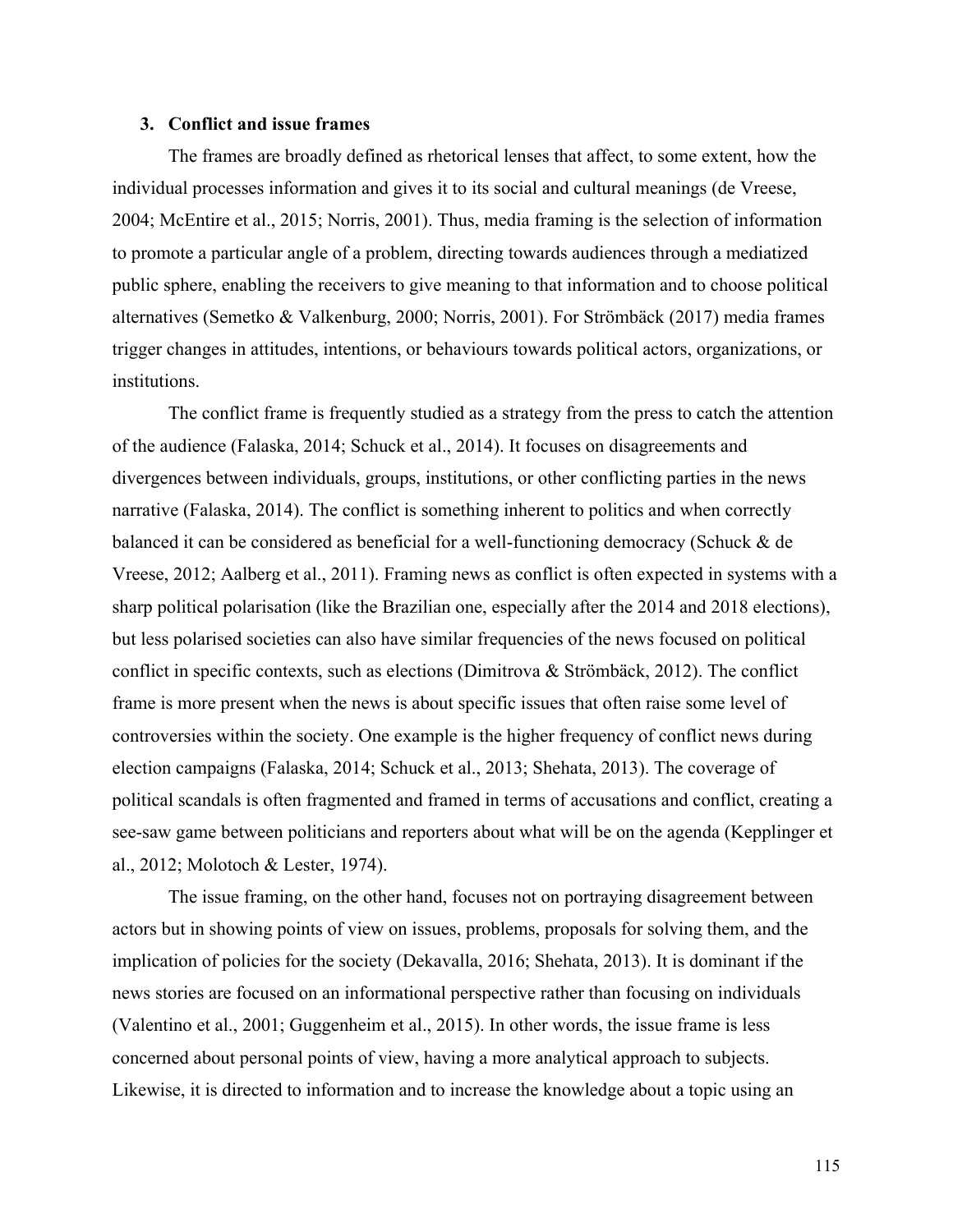## 3. Conflict and issue frames

The frames are broadly defined as rhetorical lenses that affect, to some extent, how the individual processes information and gives it to its social and cultural meanings (de Vreese, 2004; McEntire et al., 2015; Norris, 2001). Thus, media framing is the selection of information to promote a particular angle of a problem, directing towards audiences through a mediatized public sphere, enabling the receivers to give meaning to that information and to choose political alternatives (Semetko & Valkenburg, 2000; Norris, 2001). For Strömbäck (2017) media frames trigger changes in attitudes, intentions, or behaviours towards political actors, organizations, or institutions.

The conflict frame is frequently studied as a strategy from the press to catch the attention of the audience (Falaska, 2014; Schuck et al., 2014). It focuses on disagreements and divergences between individuals, groups, institutions, or other conflicting parties in the news narrative (Falaska, 2014). The conflict is something inherent to politics and when correctly balanced it can be considered as beneficial for a well-functioning democracy (Schuck & de Vreese, 2012; Aalberg et al., 2011). Framing news as conflict is often expected in systems with a sharp political polarisation (like the Brazilian one, especially after the 2014 and 2018 elections), but less polarised societies can also have similar frequencies of the news focused on political conflict in specific contexts, such as elections (Dimitrova & Strömbäck, 2012). The conflict frame is more present when the news is about specific issues that often raise some level of controversies within the society. One example is the higher frequency of conflict news during election campaigns (Falaska, 2014; Schuck et al., 2013; Shehata, 2013). The coverage of political scandals is often fragmented and framed in terms of accusations and conflict, creating a see-saw game between politicians and reporters about what will be on the agenda (Kepplinger et al., 2012; Molotoch & Lester, 1974).

The issue framing, on the other hand, focuses not on portraying disagreement between actors but in showing points of view on issues, problems, proposals for solving them, and the implication of policies for the society (Dekavalla, 2016; Shehata, 2013). It is dominant if the news stories are focused on an informational perspective rather than focusing on individuals (Valentino et al., 2001; Guggenheim et al., 2015). In other words, the issue frame is less concerned about personal points of view, having a more analytical approach to subjects. Likewise, it is directed to information and to increase the knowledge about a topic using an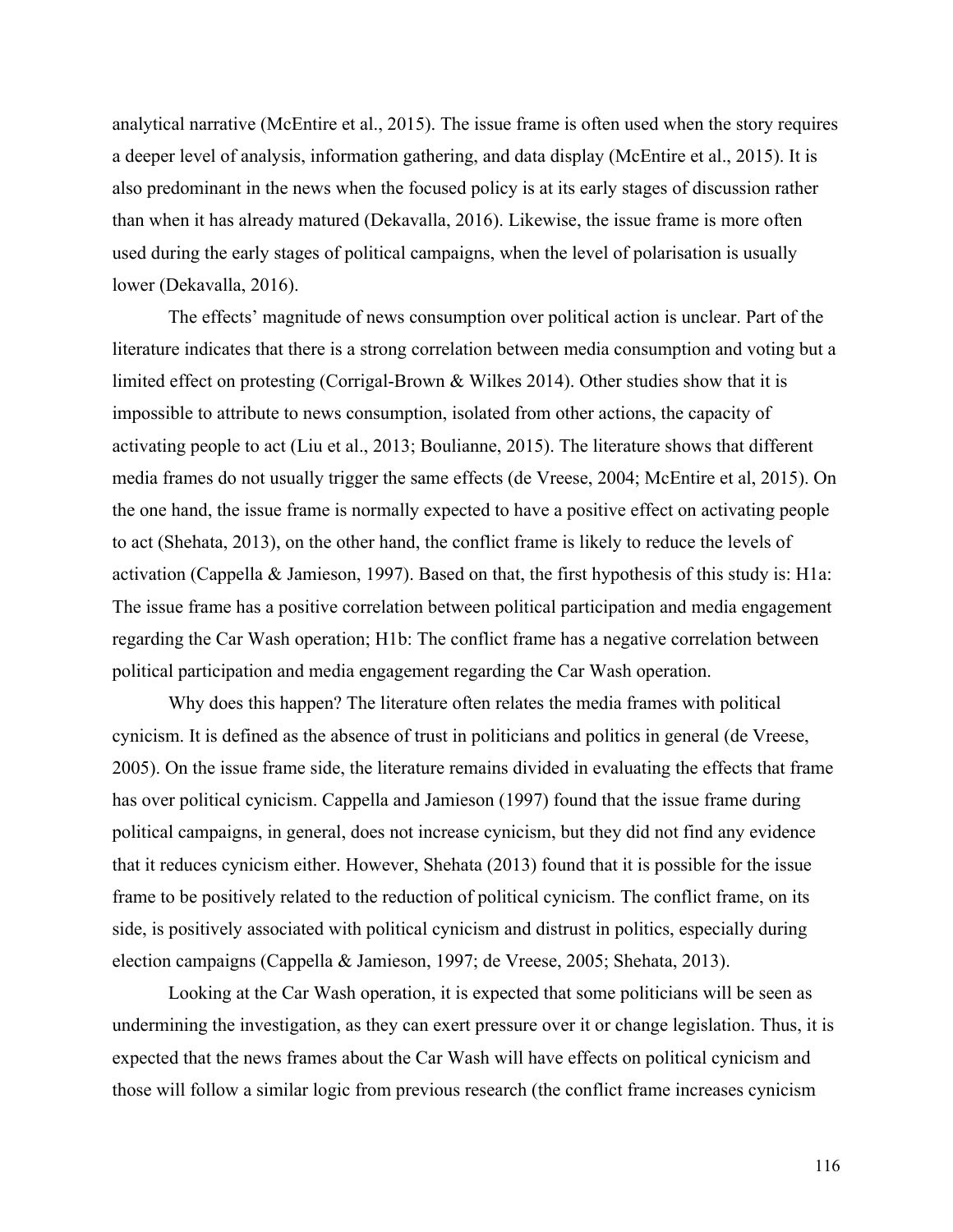analytical narrative (McEntire et al., 2015). The issue frame is often used when the story requires a deeper level of analysis, information gathering, and data display (McEntire et al., 2015). It is also predominant in the news when the focused policy is at its early stages of discussion rather than when it has already matured (Dekavalla, 2016). Likewise, the issue frame is more often used during the early stages of political campaigns, when the level of polarisation is usually lower (Dekavalla, 2016).

The effects' magnitude of news consumption over political action is unclear. Part of the literature indicates that there is a strong correlation between media consumption and voting but a limited effect on protesting (Corrigal-Brown & Wilkes 2014). Other studies show that it is impossible to attribute to news consumption, isolated from other actions, the capacity of activating people to act (Liu et al., 2013; Boulianne, 2015). The literature shows that different media frames do not usually trigger the same effects (de Vreese, 2004; McEntire et al, 2015). On the one hand, the issue frame is normally expected to have a positive effect on activating people to act (Shehata, 2013), on the other hand, the conflict frame is likely to reduce the levels of activation (Cappella & Jamieson, 1997). Based on that, the first hypothesis of this study is: H1a: The issue frame has a positive correlation between political participation and media engagement regarding the Car Wash operation; H1b: The conflict frame has a negative correlation between political participation and media engagement regarding the Car Wash operation.

Why does this happen? The literature often relates the media frames with political cynicism. It is defined as the absence of trust in politicians and politics in general (de Vreese, 2005). On the issue frame side, the literature remains divided in evaluating the effects that frame has over political cynicism. Cappella and Jamieson (1997) found that the issue frame during political campaigns, in general, does not increase cynicism, but they did not find any evidence that it reduces cynicism either. However, Shehata (2013) found that it is possible for the issue frame to be positively related to the reduction of political cynicism. The conflict frame, on its side, is positively associated with political cynicism and distrust in politics, especially during election campaigns (Cappella & Jamieson, 1997; de Vreese, 2005; Shehata, 2013).

Looking at the Car Wash operation, it is expected that some politicians will be seen as undermining the investigation, as they can exert pressure over it or change legislation. Thus, it is expected that the news frames about the Car Wash will have effects on political cynicism and those will follow a similar logic from previous research (the conflict frame increases cynicism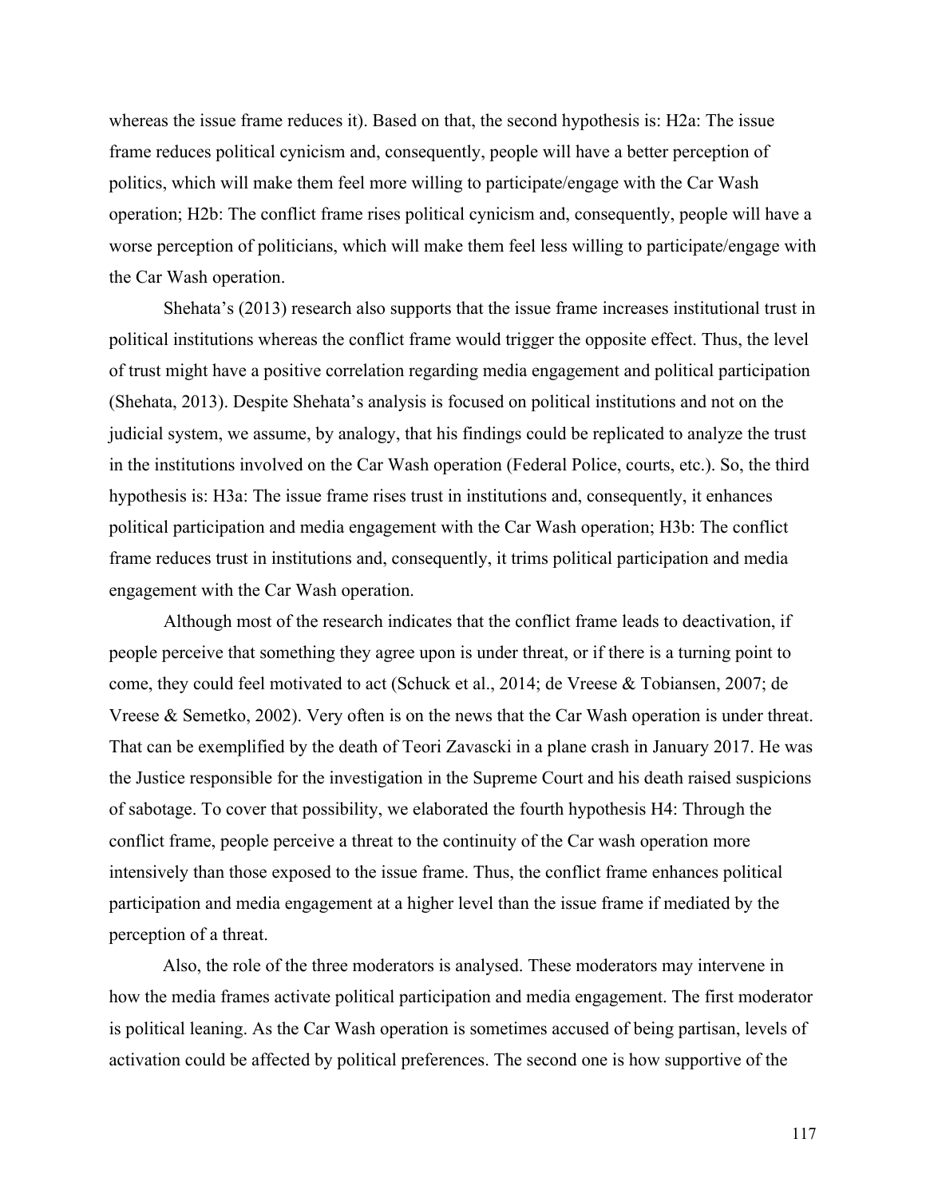whereas the issue frame reduces it). Based on that, the second hypothesis is: H2a: The issue frame reduces political cynicism and, consequently, people will have a better perception of politics, which will make them feel more willing to participate/engage with the Car Wash operation; H2b: The conflict frame rises political cynicism and, consequently, people will have a worse perception of politicians, which will make them feel less willing to participate/engage with the Car Wash operation.

Shehata's (2013) research also supports that the issue frame increases institutional trust in political institutions whereas the conflict frame would trigger the opposite effect. Thus, the level of trust might have a positive correlation regarding media engagement and political participation (Shehata, 2013). Despite Shehata's analysis is focused on political institutions and not on the judicial system, we assume, by analogy, that his findings could be replicated to analyze the trust in the institutions involved on the Car Wash operation (Federal Police, courts, etc.). So, the third hypothesis is: H3a: The issue frame rises trust in institutions and, consequently, it enhances political participation and media engagement with the Car Wash operation; H3b: The conflict frame reduces trust in institutions and, consequently, it trims political participation and media engagement with the Car Wash operation.

Although most of the research indicates that the conflict frame leads to deactivation, if people perceive that something they agree upon is under threat, or if there is a turning point to come, they could feel motivated to act (Schuck et al., 2014; de Vreese & Tobiansen, 2007; de Vreese & Semetko, 2002). Very often is on the news that the Car Wash operation is under threat. That can be exemplified by the death of Teori Zavascki in a plane crash in January 2017. He was the Justice responsible for the investigation in the Supreme Court and his death raised suspicions of sabotage. To cover that possibility, we elaborated the fourth hypothesis H4: Through the conflict frame, people perceive a threat to the continuity of the Car wash operation more intensively than those exposed to the issue frame. Thus, the conflict frame enhances political participation and media engagement at a higher level than the issue frame if mediated by the perception of a threat.

Also, the role of the three moderators is analysed. These moderators may intervene in how the media frames activate political participation and media engagement. The first moderator is political leaning. As the Car Wash operation is sometimes accused of being partisan, levels of activation could be affected by political preferences. The second one is how supportive of the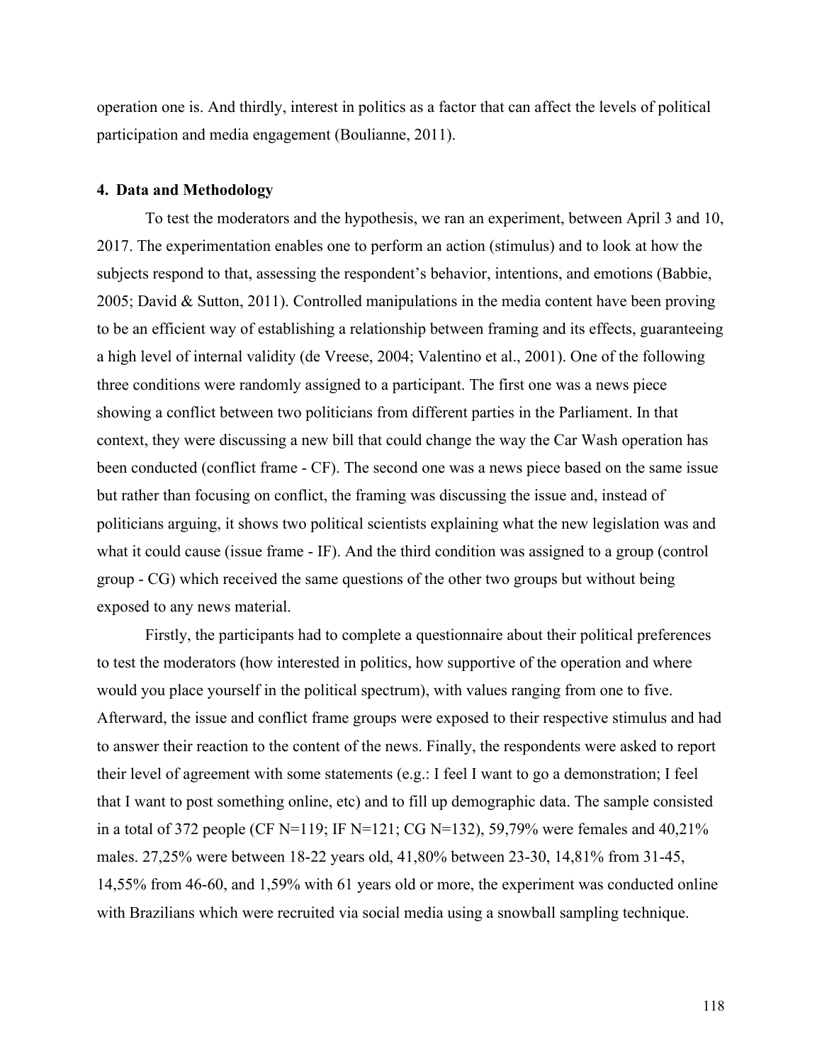operation one is. And thirdly, interest in politics as a factor that can affect the levels of political participation and media engagement (Boulianne, 2011).

## 4. Data and Methodology

To test the moderators and the hypothesis, we ran an experiment, between April 3 and 10, 2017. The experimentation enables one to perform an action (stimulus) and to look at how the subjects respond to that, assessing the respondent's behavior, intentions, and emotions (Babbie, 2005; David & Sutton, 2011). Controlled manipulations in the media content have been proving to be an efficient way of establishing a relationship between framing and its effects, guaranteeing a high level of internal validity (de Vreese, 2004; Valentino et al., 2001). One of the following three conditions were randomly assigned to a participant. The first one was a news piece showing a conflict between two politicians from different parties in the Parliament. In that context, they were discussing a new bill that could change the way the Car Wash operation has been conducted (conflict frame - CF). The second one was a news piece based on the same issue but rather than focusing on conflict, the framing was discussing the issue and, instead of politicians arguing, it shows two political scientists explaining what the new legislation was and what it could cause (issue frame - IF). And the third condition was assigned to a group (control group - CG) which received the same questions of the other two groups but without being exposed to any news material.

Firstly, the participants had to complete a questionnaire about their political preferences to test the moderators (how interested in politics, how supportive of the operation and where would you place yourself in the political spectrum), with values ranging from one to five. Afterward, the issue and conflict frame groups were exposed to their respective stimulus and had to answer their reaction to the content of the news. Finally, the respondents were asked to report their level of agreement with some statements (e.g.: I feel I want to go a demonstration; I feel that I want to post something online, etc) and to fill up demographic data. The sample consisted in a total of 372 people (CF N=119; IF N=121; CG N=132), 59,79% were females and 40,21% males. 27,25% were between 18-22 years old, 41,80% between 23-30, 14,81% from 31-45, 14,55% from 46-60, and 1,59% with 61 years old or more, the experiment was conducted online with Brazilians which were recruited via social media using a snowball sampling technique.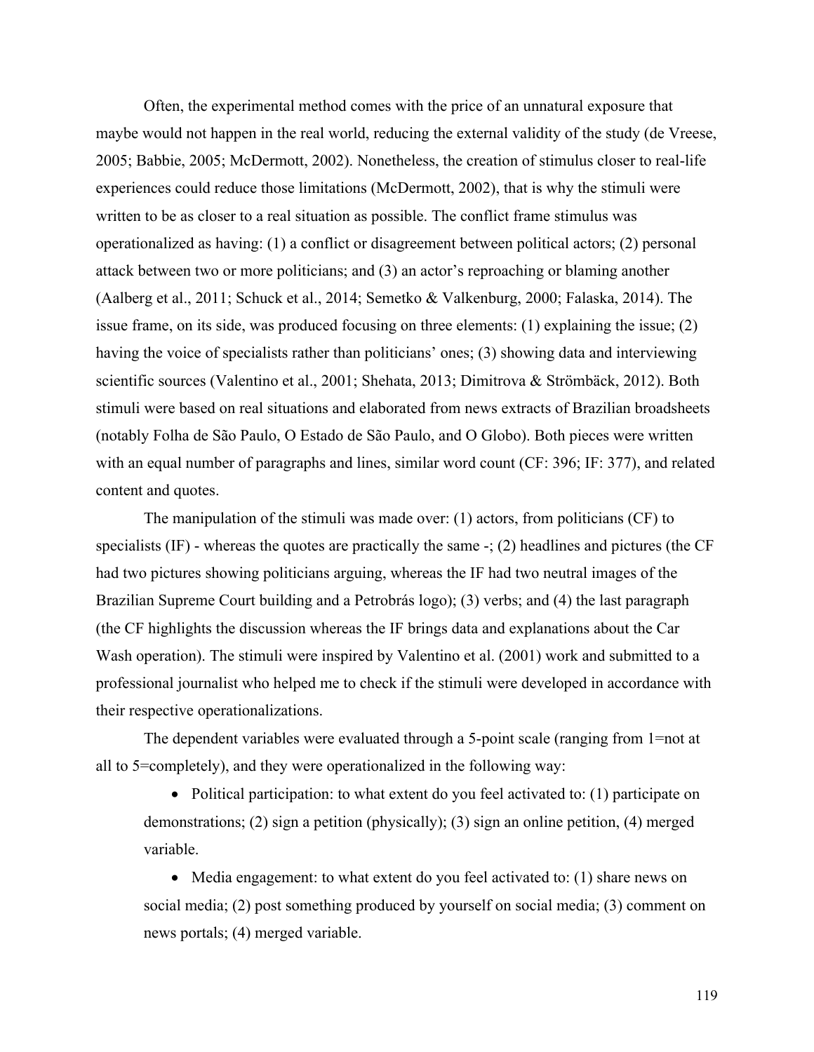Often, the experimental method comes with the price of an unnatural exposure that maybe would not happen in the real world, reducing the external validity of the study (de Vreese, 2005; Babbie, 2005; McDermott, 2002). Nonetheless, the creation of stimulus closer to real-life experiences could reduce those limitations (McDermott, 2002), that is why the stimuli were written to be as closer to a real situation as possible. The conflict frame stimulus was operationalized as having: (1) a conflict or disagreement between political actors; (2) personal attack between two or more politicians; and (3) an actor's reproaching or blaming another (Aalberg et al., 2011; Schuck et al., 2014; Semetko & Valkenburg, 2000; Falaska, 2014). The issue frame, on its side, was produced focusing on three elements: (1) explaining the issue; (2) having the voice of specialists rather than politicians' ones; (3) showing data and interviewing scientific sources (Valentino et al., 2001; Shehata, 2013; Dimitrova & Strömbäck, 2012). Both stimuli were based on real situations and elaborated from news extracts of Brazilian broadsheets (notably Folha de São Paulo, O Estado de São Paulo, and O Globo). Both pieces were written with an equal number of paragraphs and lines, similar word count (CF: 396; IF: 377), and related content and quotes.

The manipulation of the stimuli was made over: (1) actors, from politicians (CF) to specialists (IF) - whereas the quotes are practically the same -; (2) headlines and pictures (the CF had two pictures showing politicians arguing, whereas the IF had two neutral images of the Brazilian Supreme Court building and a Petrobrás logo); (3) verbs; and (4) the last paragraph (the CF highlights the discussion whereas the IF brings data and explanations about the Car Wash operation). The stimuli were inspired by Valentino et al. (2001) work and submitted to a professional journalist who helped me to check if the stimuli were developed in accordance with their respective operationalizations.

The dependent variables were evaluated through a 5-point scale (ranging from 1=not at all to 5=completely), and they were operationalized in the following way:

- Political participation: to what extent do you feel activated to: (1) participate on demonstrations; (2) sign a petition (physically); (3) sign an online petition, (4) merged variable.
- Media engagement: to what extent do you feel activated to: (1) share news on social media; (2) post something produced by yourself on social media; (3) comment on news portals; (4) merged variable.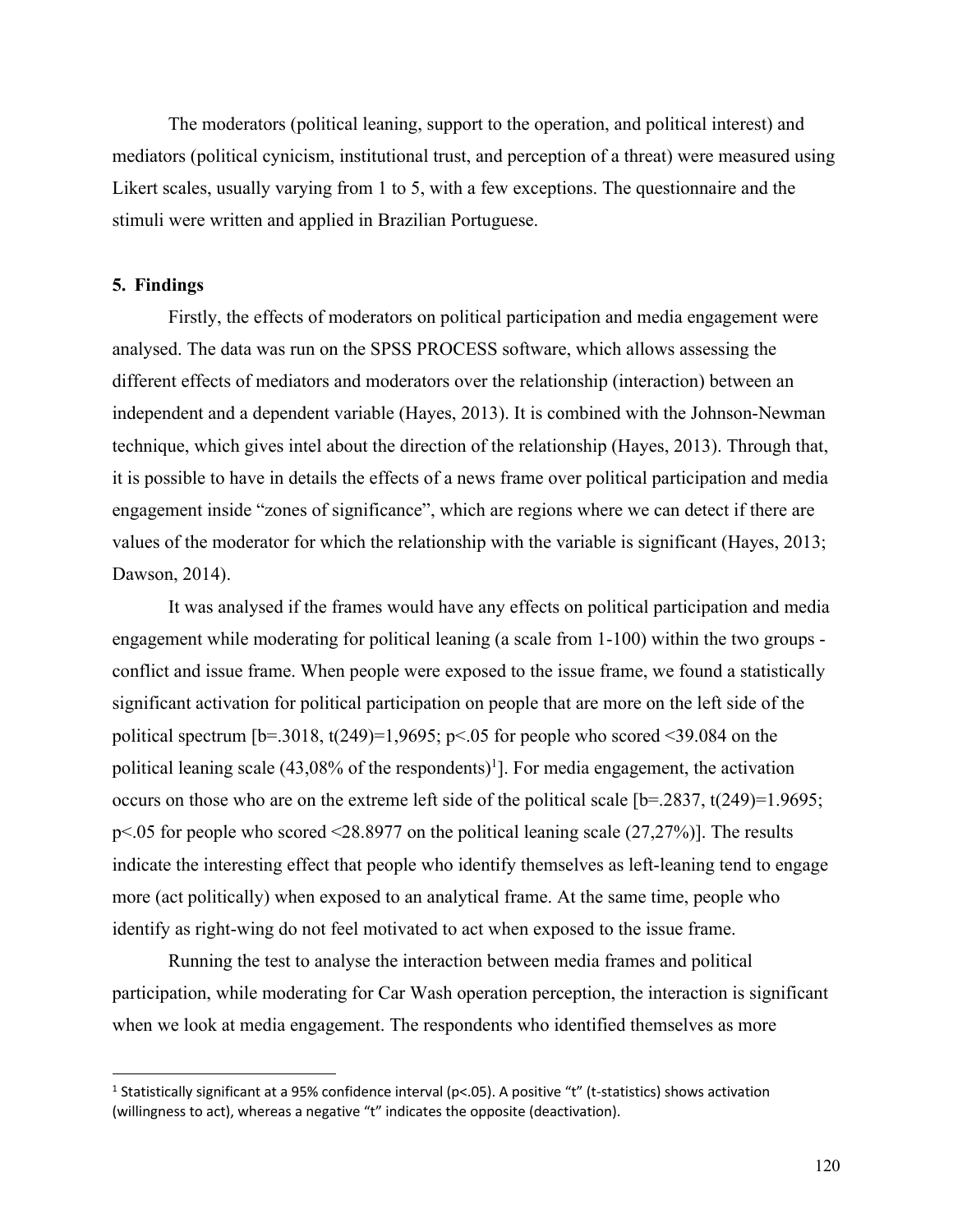The moderators (political leaning, support to the operation, and political interest) and mediators (political cynicism, institutional trust, and perception of a threat) were measured using Likert scales, usually varying from 1 to 5, with a few exceptions. The questionnaire and the stimuli were written and applied in Brazilian Portuguese.

## 5. Findings

Firstly, the effects of moderators on political participation and media engagement were analysed. The data was run on the SPSS PROCESS software, which allows assessing the different effects of mediators and moderators over the relationship (interaction) between an independent and a dependent variable (Hayes, 2013). It is combined with the Johnson-Newman technique, which gives intel about the direction of the relationship (Hayes, 2013). Through that, it is possible to have in details the effects of a news frame over political participation and media engagement inside "zones of significance", which are regions where we can detect if there are values of the moderator for which the relationship with the variable is significant (Hayes, 2013; Dawson, 2014).

It was analysed if the frames would have any effects on political participation and media engagement while moderating for political leaning (a scale from 1-100) within the two groups - conflict and issue frame. When people were exposed to the issue frame, we found a statistically significant activation for political participation on people that are more on the left side of the political spectrum [$b=.3018$, $t(249)=1{,}9695$; $p<.05$ for people who scored <39.084 on the political leaning scale (43,08% of the respondents)[1]]. For media engagement, the activation occurs on those who are on the extreme left side of the political scale [$b=.2837$, $t(249)=1.9695$; $p<.05$ for people who scored <28.8977 on the political leaning scale (27,27%)]. The results indicate the interesting effect that people who identify themselves as left-leaning tend to engage more (act politically) when exposed to an analytical frame. At the same time, people who identify as right-wing do not feel motivated to act when exposed to the issue frame.

Running the test to analyse the interaction between media frames and political participation, while moderating for Car Wash operation perception, the interaction is significant when we look at media engagement. The respondents who identified themselves as more

[1] Statistically significant at a 95% confidence interval ($p<.05$). A positive "t" (t-statistics) shows activation (willingness to act), whereas a negative "t" indicates the opposite (deactivation).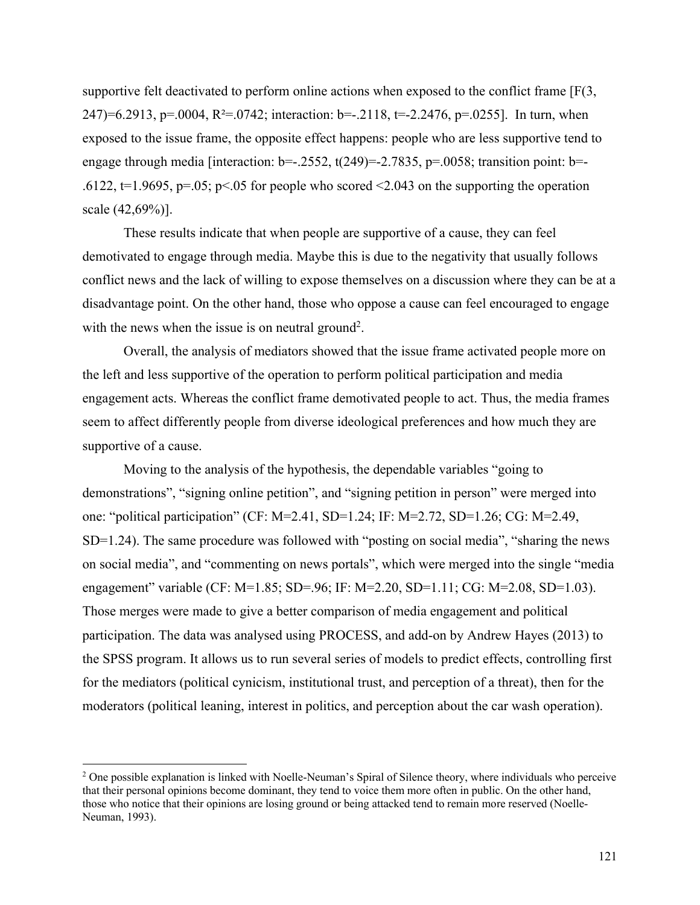supportive felt deactivated to perform online actions when exposed to the conflict frame [$F(3, 247)=6.2913$, $p=.0004$, $R^2=.0742$; interaction: $b=-.2118$, $t=-2.2476$, $p=.0255$]. In turn, when exposed to the issue frame, the opposite effect happens: people who are less supportive tend to engage through media [interaction: $b=-.2552$, $t(249)=-2.7835$, $p=.0058$; transition point: $b=-.6122$, $t=1.9695$, $p=.05$; $p<.05$ for people who scored $<2.043$ on the supporting the operation scale (42,69%)].

These results indicate that when people are supportive of a cause, they can feel demotivated to engage through media. Maybe this is due to the negativity that usually follows conflict news and the lack of willing to expose themselves on a discussion where they can be at a disadvantage point. On the other hand, those who oppose a cause can feel encouraged to engage with the news when the issue is on neutral ground[2].

Overall, the analysis of mediators showed that the issue frame activated people more on the left and less supportive of the operation to perform political participation and media engagement acts. Whereas the conflict frame demotivated people to act. Thus, the media frames seem to affect differently people from diverse ideological preferences and how much they are supportive of a cause.

Moving to the analysis of the hypothesis, the dependable variables "going to demonstrations", "signing online petition", and "signing petition in person" were merged into one: "political participation" (CF: $M=2.41$, $SD=1.24$; IF: $M=2.72$, $SD=1.26$; CG: $M=2.49$, $SD=1.24$). The same procedure was followed with "posting on social media", "sharing the news on social media", and "commenting on news portals", which were merged into the single "media engagement" variable (CF: $M=1.85$; $SD=.96$; IF: $M=2.20$, $SD=1.11$; CG: $M=2.08$, $SD=1.03$). Those merges were made to give a better comparison of media engagement and political participation. The data was analysed using PROCESS, and add-on by Andrew Hayes (2013) to the SPSS program. It allows us to run several series of models to predict effects, controlling first for the mediators (political cynicism, institutional trust, and perception of a threat), then for the moderators (political leaning, interest in politics, and perception about the car wash operation).

[2] One possible explanation is linked with Noelle-Neuman's Spiral of Silence theory, where individuals who perceive that their personal opinions become dominant, they tend to voice them more often in public. On the other hand, those who notice that their opinions are losing ground or being attacked tend to remain more reserved (Noelle-Neuman, 1993).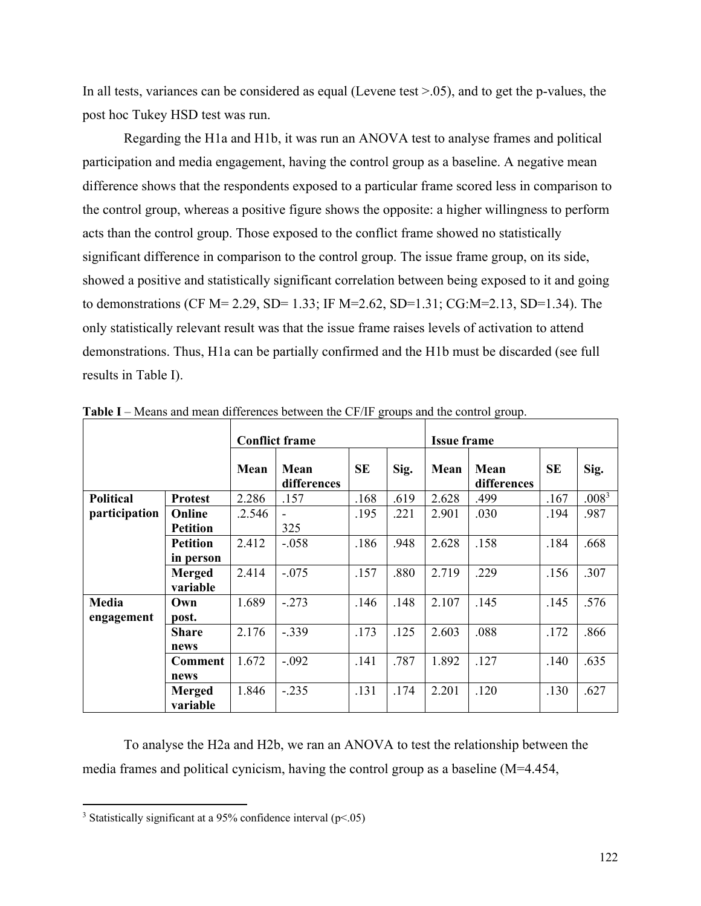In all tests, variances can be considered as equal (Levene test >.05), and to get the p-values, the post hoc Tukey HSD test was run.

Regarding the H1a and H1b, it was run an ANOVA test to analyse frames and political participation and media engagement, having the control group as a baseline. A negative mean difference shows that the respondents exposed to a particular frame scored less in comparison to the control group, whereas a positive figure shows the opposite: a higher willingness to perform acts than the control group. Those exposed to the conflict frame showed no statistically significant difference in comparison to the control group. The issue frame group, on its side, showed a positive and statistically significant correlation between being exposed to it and going to demonstrations (CF M= 2.29, SD= 1.33; IF M=2.62, SD=1.31; CG:M=2.13, SD=1.34). The only statistically relevant result was that the issue frame raises levels of activation to attend demonstrations. Thus, H1a can be partially confirmed and the H1b must be discarded (see full results in Table I).

**Table I** – Means and mean differences between the CF/IF groups and the control group.

| | | **Conflict frame** | | | | **Issue frame** | | | |
|---|---|---|---|---|---|---|---|---|---|
| | | **Mean** | **Mean differences** | **SE** | **Sig.** | **Mean** | **Mean differences** | **SE** | **Sig.** |
| **Political participation** | **Protest** | 2.286 | .157 | .168 | .619 | 2.628 | .499 | .167 | .008[3] |
| | **Online Petition** | .2.546 | - 325 | .195 | .221 | 2.901 | .030 | .194 | .987 |
| | **Petition in person** | 2.412 | -.058 | .186 | .948 | 2.628 | .158 | .184 | .668 |
| | **Merged variable** | 2.414 | -.075 | .157 | .880 | 2.719 | .229 | .156 | .307 |
| **Media engagement** | **Own post.** | 1.689 | -.273 | .146 | .148 | 2.107 | .145 | .145 | .576 |
| | **Share news** | 2.176 | -.339 | .173 | .125 | 2.603 | .088 | .172 | .866 |
| | **Comment news** | 1.672 | -.092 | .141 | .787 | 1.892 | .127 | .140 | .635 |
| | **Merged variable** | 1.846 | -.235 | .131 | .174 | 2.201 | .120 | .130 | .627 |

To analyse the H2a and H2b, we ran an ANOVA to test the relationship between the media frames and political cynicism, having the control group as a baseline (M=4.454,

[3] Statistically significant at a 95% confidence interval (p<.05)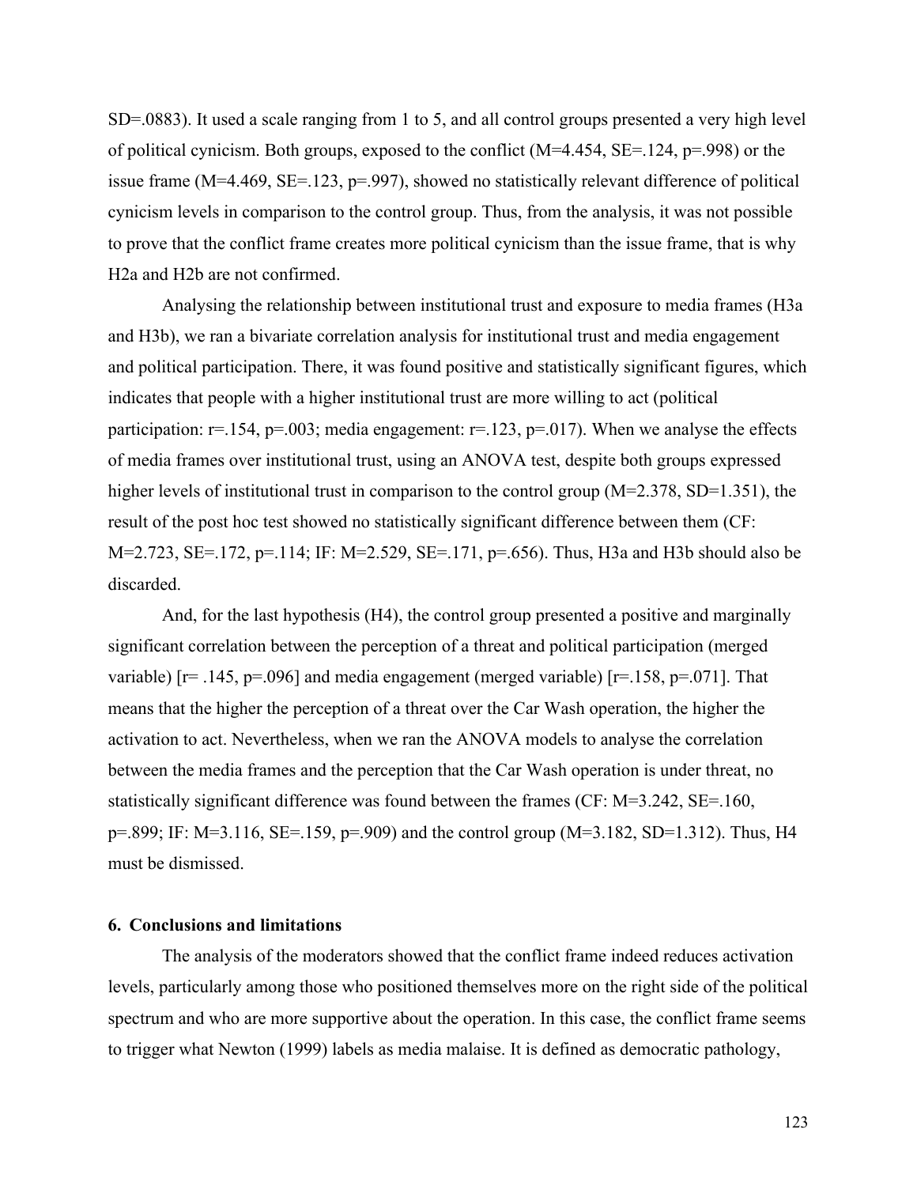SD=.0883). It used a scale ranging from 1 to 5, and all control groups presented a very high level of political cynicism. Both groups, exposed to the conflict (M=4.454, SE=.124, p=.998) or the issue frame (M=4.469, SE=.123, p=.997), showed no statistically relevant difference of political cynicism levels in comparison to the control group. Thus, from the analysis, it was not possible to prove that the conflict frame creates more political cynicism than the issue frame, that is why H2a and H2b are not confirmed.

Analysing the relationship between institutional trust and exposure to media frames (H3a and H3b), we ran a bivariate correlation analysis for institutional trust and media engagement and political participation. There, it was found positive and statistically significant figures, which indicates that people with a higher institutional trust are more willing to act (political participation: r=.154, p=.003; media engagement: r=.123, p=.017). When we analyse the effects of media frames over institutional trust, using an ANOVA test, despite both groups expressed higher levels of institutional trust in comparison to the control group (M=2.378, SD=1.351), the result of the post hoc test showed no statistically significant difference between them (CF: M=2.723, SE=.172, p=.114; IF: M=2.529, SE=.171, p=.656). Thus, H3a and H3b should also be discarded.

And, for the last hypothesis (H4), the control group presented a positive and marginally significant correlation between the perception of a threat and political participation (merged variable) [r= .145, p=.096] and media engagement (merged variable) [r=.158, p=.071]. That means that the higher the perception of a threat over the Car Wash operation, the higher the activation to act. Nevertheless, when we ran the ANOVA models to analyse the correlation between the media frames and the perception that the Car Wash operation is under threat, no statistically significant difference was found between the frames (CF: M=3.242, SE=.160, p=.899; IF: M=3.116, SE=.159, p=.909) and the control group (M=3.182, SD=1.312). Thus, H4 must be dismissed.

## 6. Conclusions and limitations

The analysis of the moderators showed that the conflict frame indeed reduces activation levels, particularly among those who positioned themselves more on the right side of the political spectrum and who are more supportive about the operation. In this case, the conflict frame seems to trigger what Newton (1999) labels as media malaise. It is defined as democratic pathology,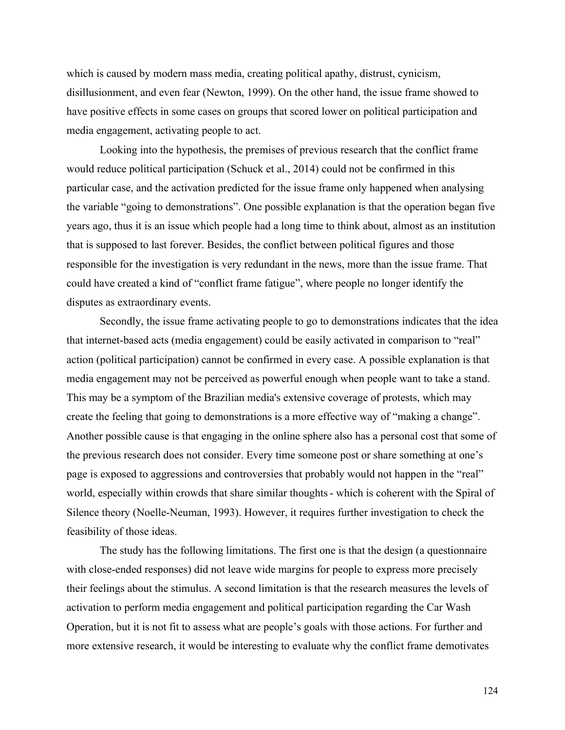which is caused by modern mass media, creating political apathy, distrust, cynicism, disillusionment, and even fear (Newton, 1999). On the other hand, the issue frame showed to have positive effects in some cases on groups that scored lower on political participation and media engagement, activating people to act.

Looking into the hypothesis, the premises of previous research that the conflict frame would reduce political participation (Schuck et al., 2014) could not be confirmed in this particular case, and the activation predicted for the issue frame only happened when analysing the variable "going to demonstrations". One possible explanation is that the operation began five years ago, thus it is an issue which people had a long time to think about, almost as an institution that is supposed to last forever. Besides, the conflict between political figures and those responsible for the investigation is very redundant in the news, more than the issue frame. That could have created a kind of "conflict frame fatigue", where people no longer identify the disputes as extraordinary events.

Secondly, the issue frame activating people to go to demonstrations indicates that the idea that internet-based acts (media engagement) could be easily activated in comparison to "real" action (political participation) cannot be confirmed in every case. A possible explanation is that media engagement may not be perceived as powerful enough when people want to take a stand. This may be a symptom of the Brazilian media's extensive coverage of protests, which may create the feeling that going to demonstrations is a more effective way of "making a change". Another possible cause is that engaging in the online sphere also has a personal cost that some of the previous research does not consider. Every time someone post or share something at one's page is exposed to aggressions and controversies that probably would not happen in the "real" world, especially within crowds that share similar thoughts - which is coherent with the Spiral of Silence theory (Noelle-Neuman, 1993). However, it requires further investigation to check the feasibility of those ideas.

The study has the following limitations. The first one is that the design (a questionnaire with close-ended responses) did not leave wide margins for people to express more precisely their feelings about the stimulus. A second limitation is that the research measures the levels of activation to perform media engagement and political participation regarding the Car Wash Operation, but it is not fit to assess what are people's goals with those actions. For further and more extensive research, it would be interesting to evaluate why the conflict frame demotivates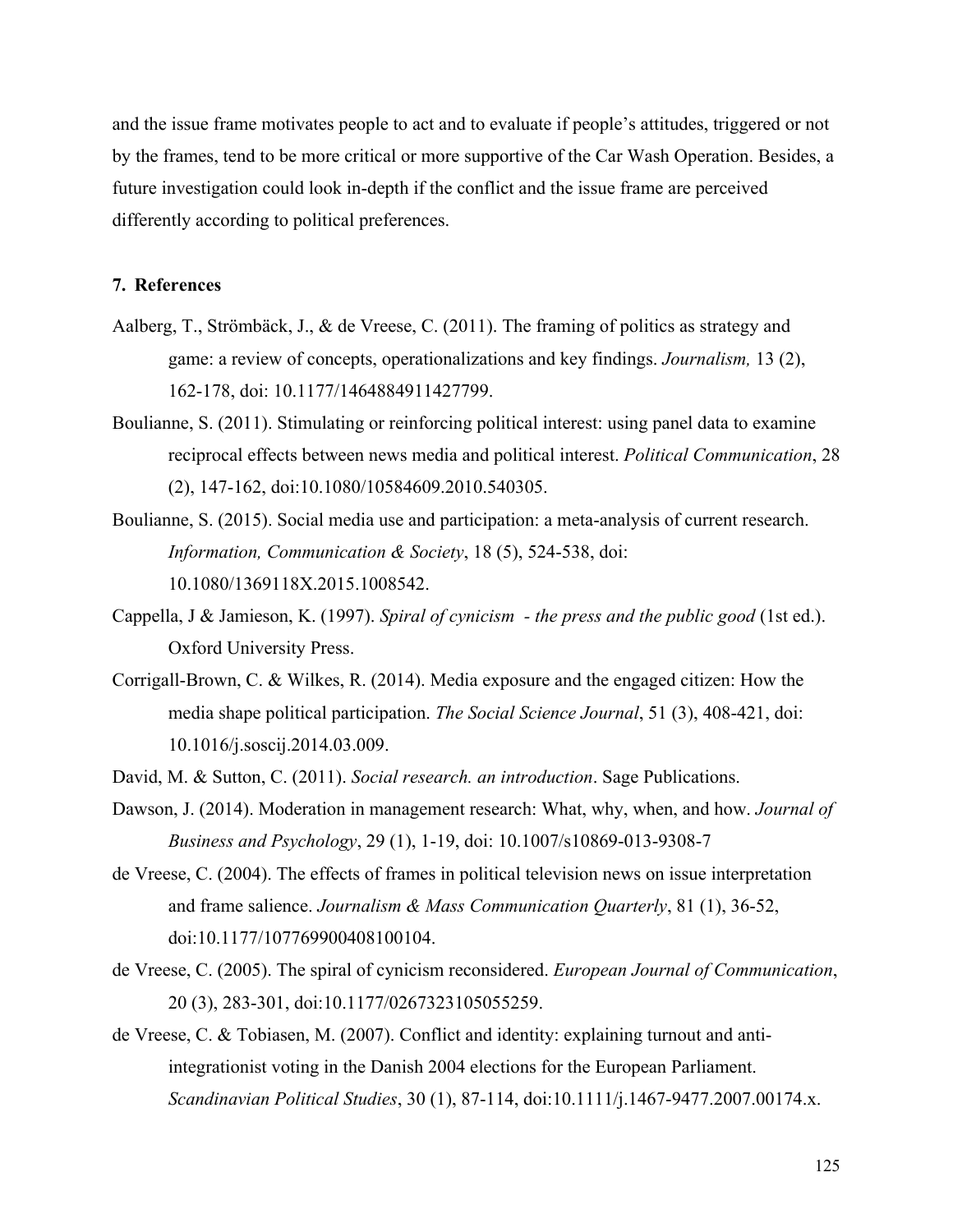and the issue frame motivates people to act and to evaluate if people's attitudes, triggered or not by the frames, tend to be more critical or more supportive of the Car Wash Operation. Besides, a future investigation could look in-depth if the conflict and the issue frame are perceived differently according to political preferences.

## 7. References

Aalberg, T., Strömbäck, J., & de Vreese, C. (2011). The framing of politics as strategy and game: a review of concepts, operationalizations and key findings. *Journalism,* 13 (2), 162-178, doi: 10.1177/1464884911427799.

Boulianne, S. (2011). Stimulating or reinforcing political interest: using panel data to examine reciprocal effects between news media and political interest. *Political Communication*, 28 (2), 147-162, doi:10.1080/10584609.2010.540305.

Boulianne, S. (2015). Social media use and participation: a meta-analysis of current research. *Information, Communication & Society*, 18 (5), 524-538, doi: 10.1080/1369118X.2015.1008542.

Cappella, J & Jamieson, K. (1997). *Spiral of cynicism - the press and the public good* (1st ed.). Oxford University Press.

Corrigall-Brown, C. & Wilkes, R. (2014). Media exposure and the engaged citizen: How the media shape political participation. *The Social Science Journal*, 51 (3), 408-421, doi: 10.1016/j.soscij.2014.03.009.

David, M. & Sutton, C. (2011). *Social research. an introduction*. Sage Publications.

Dawson, J. (2014). Moderation in management research: What, why, when, and how. *Journal of Business and Psychology*, 29 (1), 1-19, doi: 10.1007/s10869-013-9308-7

de Vreese, C. (2004). The effects of frames in political television news on issue interpretation and frame salience. *Journalism & Mass Communication Quarterly*, 81 (1), 36-52, doi:10.1177/107769900408100104.

de Vreese, C. (2005). The spiral of cynicism reconsidered. *European Journal of Communication*, 20 (3), 283-301, doi:10.1177/0267323105055259.

de Vreese, C. & Tobiasen, M. (2007). Conflict and identity: explaining turnout and anti-integrationist voting in the Danish 2004 elections for the European Parliament. *Scandinavian Political Studies*, 30 (1), 87-114, doi:10.1111/j.1467-9477.2007.00174.x.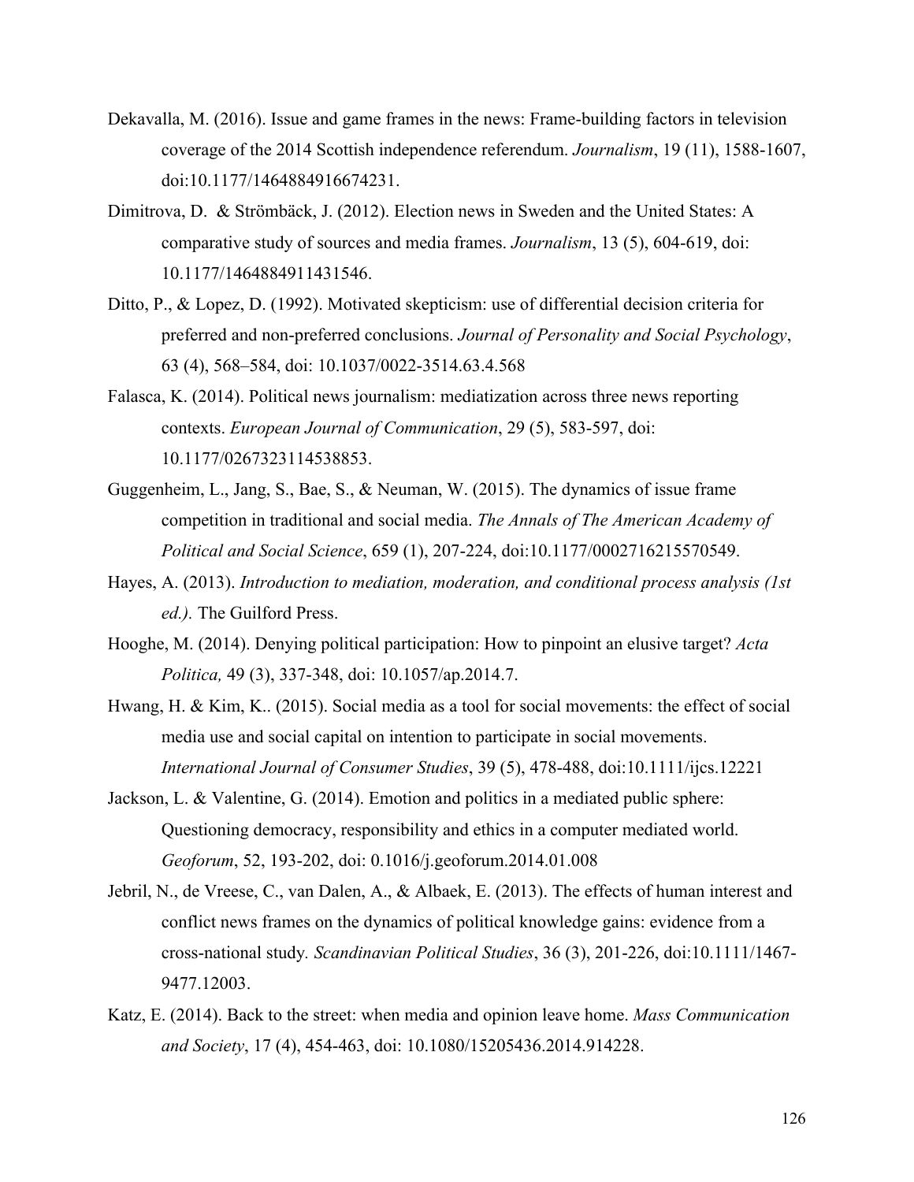Dekavalla, M. (2016). Issue and game frames in the news: Frame-building factors in television coverage of the 2014 Scottish independence referendum. *Journalism*, 19 (11), 1588-1607, doi:10.1177/1464884916674231.

Dimitrova, D. & Strömbäck, J. (2012). Election news in Sweden and the United States: A comparative study of sources and media frames. *Journalism*, 13 (5), 604-619, doi: 10.1177/1464884911431546.

Ditto, P., & Lopez, D. (1992). Motivated skepticism: use of differential decision criteria for preferred and non-preferred conclusions. *Journal of Personality and Social Psychology*, 63 (4), 568–584, doi: 10.1037/0022-3514.63.4.568

Falasca, K. (2014). Political news journalism: mediatization across three news reporting contexts. *European Journal of Communication*, 29 (5), 583-597, doi: 10.1177/0267323114538853.

Guggenheim, L., Jang, S., Bae, S., & Neuman, W. (2015). The dynamics of issue frame competition in traditional and social media. *The Annals of The American Academy of Political and Social Science*, 659 (1), 207-224, doi:10.1177/0002716215570549.

Hayes, A. (2013). *Introduction to mediation, moderation, and conditional process analysis (1st ed.).* The Guilford Press.

Hooghe, M. (2014). Denying political participation: How to pinpoint an elusive target? *Acta Politica,* 49 (3), 337-348, doi: 10.1057/ap.2014.7.

Hwang, H. & Kim, K.. (2015). Social media as a tool for social movements: the effect of social media use and social capital on intention to participate in social movements. *International Journal of Consumer Studies*, 39 (5), 478-488, doi:10.1111/ijcs.12221

Jackson, L. & Valentine, G. (2014). Emotion and politics in a mediated public sphere: Questioning democracy, responsibility and ethics in a computer mediated world. *Geoforum*, 52, 193-202, doi: 0.1016/j.geoforum.2014.01.008

Jebril, N., de Vreese, C., van Dalen, A., & Albaek, E. (2013). The effects of human interest and conflict news frames on the dynamics of political knowledge gains: evidence from a cross-national study. *Scandinavian Political Studies*, 36 (3), 201-226, doi:10.1111/1467-9477.12003.

Katz, E. (2014). Back to the street: when media and opinion leave home. *Mass Communication and Society*, 17 (4), 454-463, doi: 10.1080/15205436.2014.914228.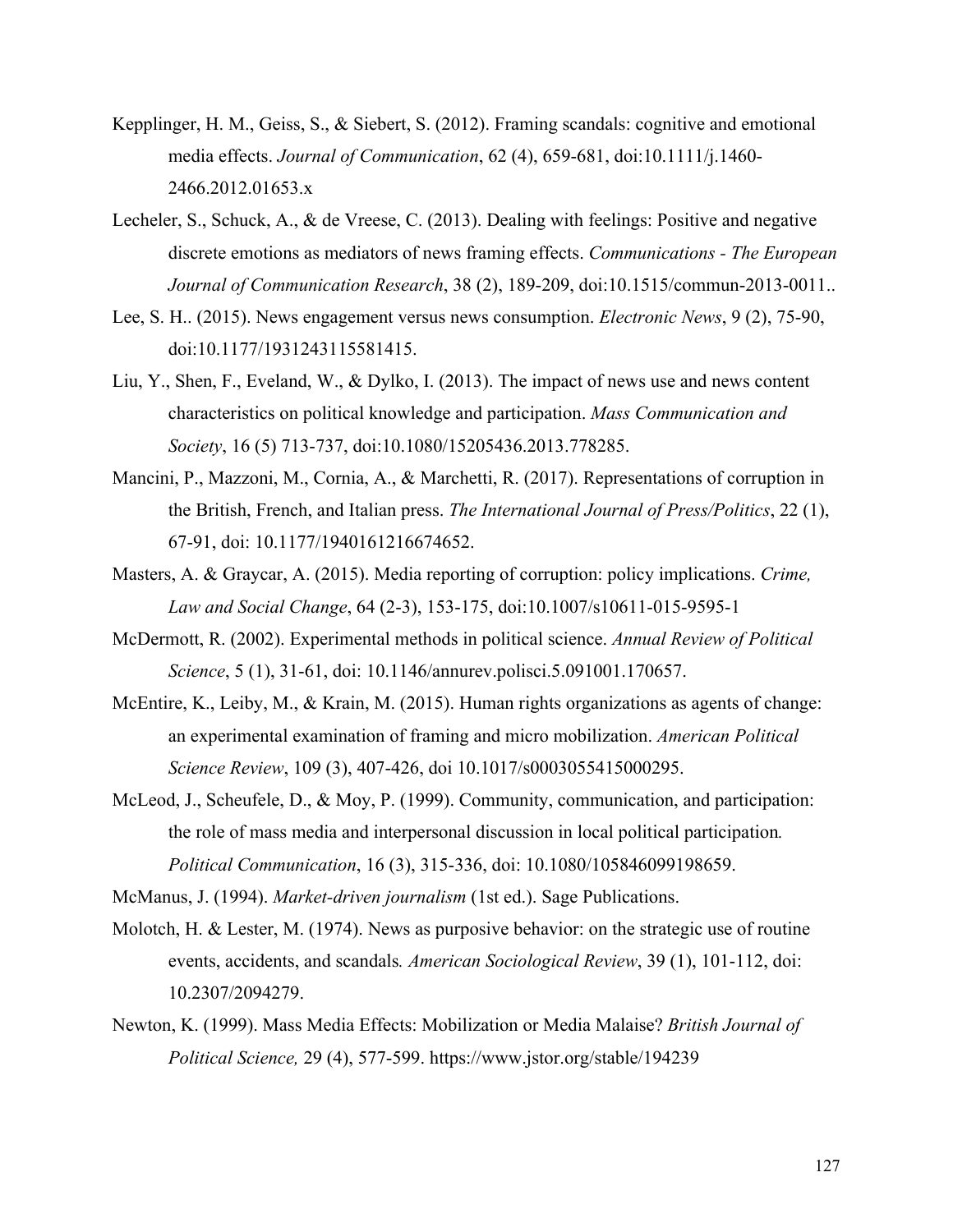Kepplinger, H. M., Geiss, S., & Siebert, S. (2012). Framing scandals: cognitive and emotional media effects. *Journal of Communication*, 62 (4), 659-681, doi:10.1111/j.1460-2466.2012.01653.x

Lecheler, S., Schuck, A., & de Vreese, C. (2013). Dealing with feelings: Positive and negative discrete emotions as mediators of news framing effects. *Communications - The European Journal of Communication Research*, 38 (2), 189-209, doi:10.1515/commun-2013-0011..

Lee, S. H.. (2015). News engagement versus news consumption. *Electronic News*, 9 (2), 75-90, doi:10.1177/1931243115581415.

Liu, Y., Shen, F., Eveland, W., & Dylko, I. (2013). The impact of news use and news content characteristics on political knowledge and participation. *Mass Communication and Society*, 16 (5) 713-737, doi:10.1080/15205436.2013.778285.

Mancini, P., Mazzoni, M., Cornia, A., & Marchetti, R. (2017). Representations of corruption in the British, French, and Italian press. *The International Journal of Press/Politics*, 22 (1), 67-91, doi: 10.1177/1940161216674652.

Masters, A. & Graycar, A. (2015). Media reporting of corruption: policy implications. *Crime, Law and Social Change*, 64 (2-3), 153-175, doi:10.1007/s10611-015-9595-1

McDermott, R. (2002). Experimental methods in political science. *Annual Review of Political Science*, 5 (1), 31-61, doi: 10.1146/annurev.polisci.5.091001.170657.

McEntire, K., Leiby, M., & Krain, M. (2015). Human rights organizations as agents of change: an experimental examination of framing and micro mobilization. *American Political Science Review*, 109 (3), 407-426, doi 10.1017/s0003055415000295.

McLeod, J., Scheufele, D., & Moy, P. (1999). Community, communication, and participation: the role of mass media and interpersonal discussion in local political participation. *Political Communication*, 16 (3), 315-336, doi: 10.1080/105846099198659.

McManus, J. (1994). *Market-driven journalism* (1st ed.). Sage Publications.

Molotch, H. & Lester, M. (1974). News as purposive behavior: on the strategic use of routine events, accidents, and scandals. *American Sociological Review*, 39 (1), 101-112, doi: 10.2307/2094279.

Newton, K. (1999). Mass Media Effects: Mobilization or Media Malaise? *British Journal of Political Science,* 29 (4), 577-599. https://www.jstor.org/stable/194239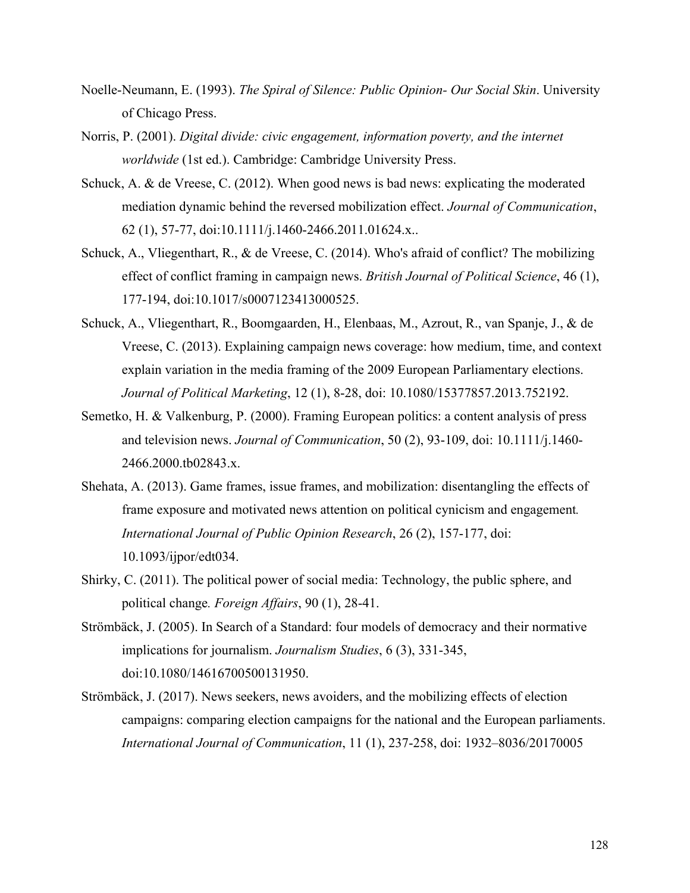Noelle-Neumann, E. (1993). *The Spiral of Silence: Public Opinion- Our Social Skin*. University of Chicago Press.

Norris, P. (2001). *Digital divide: civic engagement, information poverty, and the internet worldwide* (1st ed.). Cambridge: Cambridge University Press.

Schuck, A. & de Vreese, C. (2012). When good news is bad news: explicating the moderated mediation dynamic behind the reversed mobilization effect. *Journal of Communication*, 62 (1), 57-77, doi:10.1111/j.1460-2466.2011.01624.x..

Schuck, A., Vliegenthart, R., & de Vreese, C. (2014). Who's afraid of conflict? The mobilizing effect of conflict framing in campaign news. *British Journal of Political Science*, 46 (1), 177-194, doi:10.1017/s0007123413000525.

Schuck, A., Vliegenthart, R., Boomgaarden, H., Elenbaas, M., Azrout, R., van Spanje, J., & de Vreese, C. (2013). Explaining campaign news coverage: how medium, time, and context explain variation in the media framing of the 2009 European Parliamentary elections. *Journal of Political Marketing*, 12 (1), 8-28, doi: 10.1080/15377857.2013.752192.

Semetko, H. & Valkenburg, P. (2000). Framing European politics: a content analysis of press and television news. *Journal of Communication*, 50 (2), 93-109, doi: 10.1111/j.1460-2466.2000.tb02843.x.

Shehata, A. (2013). Game frames, issue frames, and mobilization: disentangling the effects of frame exposure and motivated news attention on political cynicism and engagement. *International Journal of Public Opinion Research*, 26 (2), 157-177, doi: 10.1093/ijpor/edt034.

Shirky, C. (2011). The political power of social media: Technology, the public sphere, and political change. *Foreign Affairs*, 90 (1), 28-41.

Strömbäck, J. (2005). In Search of a Standard: four models of democracy and their normative implications for journalism. *Journalism Studies*, 6 (3), 331-345, doi:10.1080/14616700500131950.

Strömbäck, J. (2017). News seekers, news avoiders, and the mobilizing effects of election campaigns: comparing election campaigns for the national and the European parliaments. *International Journal of Communication*, 11 (1), 237-258, doi: 1932–8036/20170005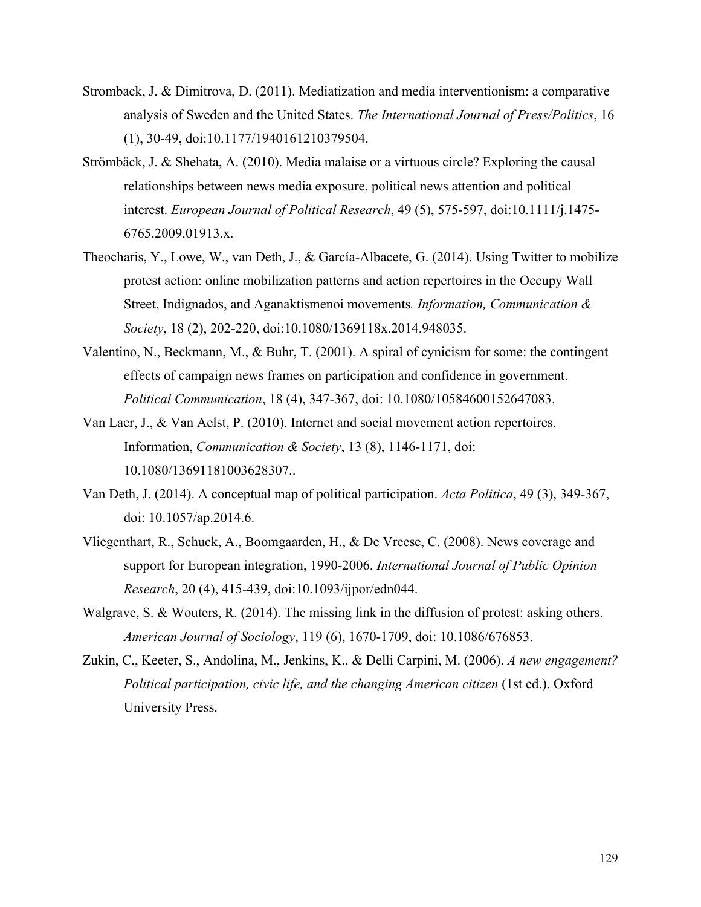Stromback, J. & Dimitrova, D. (2011). Mediatization and media interventionism: a comparative analysis of Sweden and the United States. *The International Journal of Press/Politics*, 16 (1), 30-49, doi:10.1177/1940161210379504.

Strömbäck, J. & Shehata, A. (2010). Media malaise or a virtuous circle? Exploring the causal relationships between news media exposure, political news attention and political interest. *European Journal of Political Research*, 49 (5), 575-597, doi:10.1111/j.1475-6765.2009.01913.x.

Theocharis, Y., Lowe, W., van Deth, J., & García-Albacete, G. (2014). Using Twitter to mobilize protest action: online mobilization patterns and action repertoires in the Occupy Wall Street, Indignados, and Aganaktismenoi movements*. Information, Communication & Society*, 18 (2), 202-220, doi:10.1080/1369118x.2014.948035.

Valentino, N., Beckmann, M., & Buhr, T. (2001). A spiral of cynicism for some: the contingent effects of campaign news frames on participation and confidence in government. *Political Communication*, 18 (4), 347-367, doi: 10.1080/10584600152647083.

Van Laer, J., & Van Aelst, P. (2010). Internet and social movement action repertoires. Information, *Communication & Society*, 13 (8), 1146-1171, doi: 10.1080/13691181003628307..

Van Deth, J. (2014). A conceptual map of political participation. *Acta Politica*, 49 (3), 349-367, doi: 10.1057/ap.2014.6.

Vliegenthart, R., Schuck, A., Boomgaarden, H., & De Vreese, C. (2008). News coverage and support for European integration, 1990-2006. *International Journal of Public Opinion Research*, 20 (4), 415-439, doi:10.1093/ijpor/edn044.

Walgrave, S. & Wouters, R. (2014). The missing link in the diffusion of protest: asking others. *American Journal of Sociology*, 119 (6), 1670-1709, doi: 10.1086/676853.

Zukin, C., Keeter, S., Andolina, M., Jenkins, K., & Delli Carpini, M. (2006). *A new engagement? Political participation, civic life, and the changing American citizen* (1st ed.). Oxford University Press.